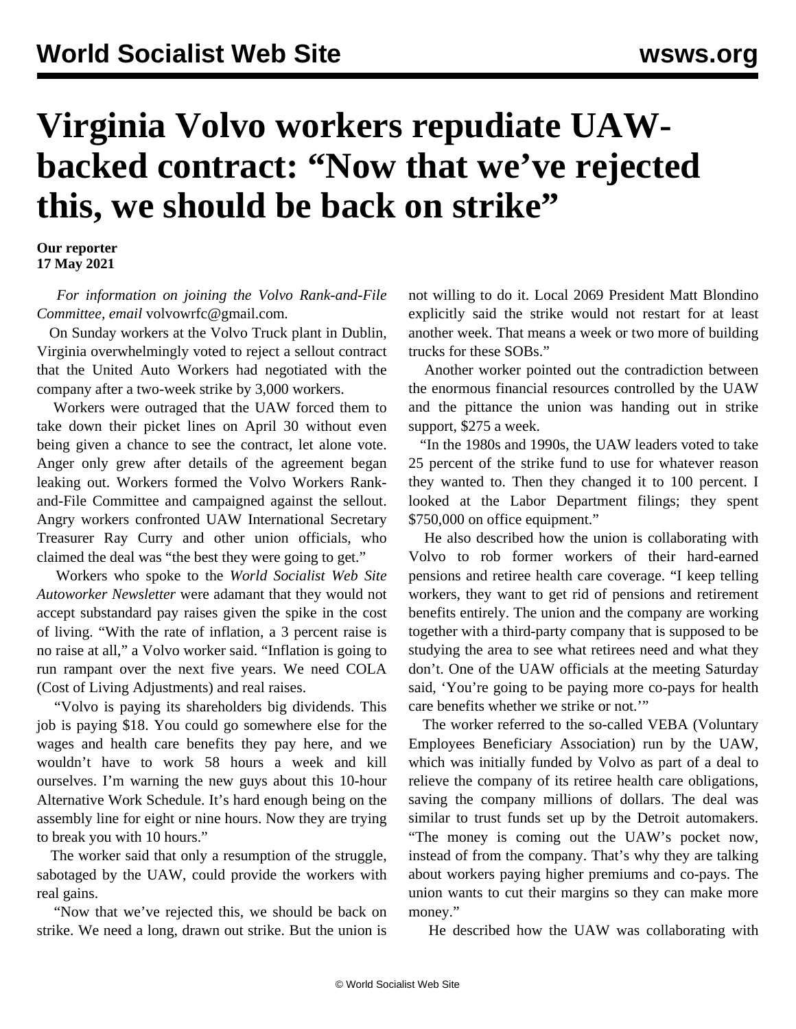# Virginia Volvo workers repudiate UAW-backed contract: "Now that we've rejected this, we should be back on strike"

**Our reporter**
**17 May 2021**

*For information on joining the Volvo Rank-and-File Committee, email* volvowrfc@gmail.com.

On Sunday workers at the Volvo Truck plant in Dublin, Virginia overwhelmingly voted to reject a sellout contract that the United Auto Workers had negotiated with the company after a two-week strike by 3,000 workers.

Workers were outraged that the UAW forced them to take down their picket lines on April 30 without even being given a chance to see the contract, let alone vote. Anger only grew after details of the agreement began leaking out. Workers formed the Volvo Workers Rank-and-File Committee and campaigned against the sellout. Angry workers confronted UAW International Secretary Treasurer Ray Curry and other union officials, who claimed the deal was "the best they were going to get."

Workers who spoke to the *World Socialist Web Site Autoworker Newsletter* were adamant that they would not accept substandard pay raises given the spike in the cost of living. "With the rate of inflation, a 3 percent raise is no raise at all," a Volvo worker said. "Inflation is going to run rampant over the next five years. We need COLA (Cost of Living Adjustments) and real raises.

"Volvo is paying its shareholders big dividends. This job is paying $18. You could go somewhere else for the wages and health care benefits they pay here, and we wouldn't have to work 58 hours a week and kill ourselves. I'm warning the new guys about this 10-hour Alternative Work Schedule. It's hard enough being on the assembly line for eight or nine hours. Now they are trying to break you with 10 hours."

The worker said that only a resumption of the struggle, sabotaged by the UAW, could provide the workers with real gains.

"Now that we've rejected this, we should be back on strike. We need a long, drawn out strike. But the union is not willing to do it. Local 2069 President Matt Blondino explicitly said the strike would not restart for at least another week. That means a week or two more of building trucks for these SOBs."

Another worker pointed out the contradiction between the enormous financial resources controlled by the UAW and the pittance the union was handing out in strike support, $275 a week.

"In the 1980s and 1990s, the UAW leaders voted to take 25 percent of the strike fund to use for whatever reason they wanted to. Then they changed it to 100 percent. I looked at the Labor Department filings; they spent $750,000 on office equipment."

He also described how the union is collaborating with Volvo to rob former workers of their hard-earned pensions and retiree health care coverage. "I keep telling workers, they want to get rid of pensions and retirement benefits entirely. The union and the company are working together with a third-party company that is supposed to be studying the area to see what retirees need and what they don't. One of the UAW officials at the meeting Saturday said, 'You're going to be paying more co-pays for health care benefits whether we strike or not.'"

The worker referred to the so-called VEBA (Voluntary Employees Beneficiary Association) run by the UAW, which was initially funded by Volvo as part of a deal to relieve the company of its retiree health care obligations, saving the company millions of dollars. The deal was similar to trust funds set up by the Detroit automakers. "The money is coming out the UAW's pocket now, instead of from the company. That's why they are talking about workers paying higher premiums and co-pays. The union wants to cut their margins so they can make more money."

He described how the UAW was collaborating with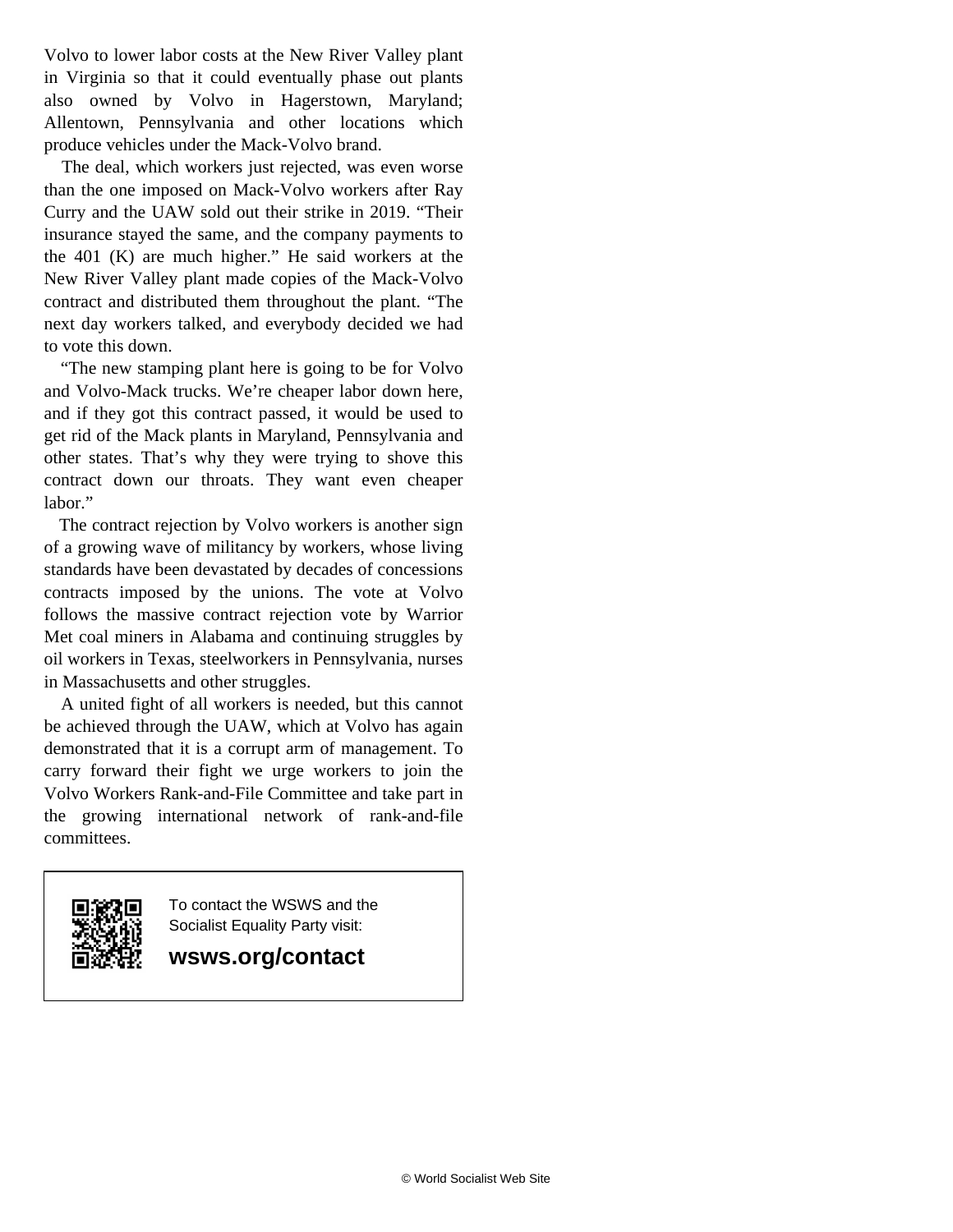Volvo to lower labor costs at the New River Valley plant in Virginia so that it could eventually phase out plants also owned by Volvo in Hagerstown, Maryland; Allentown, Pennsylvania and other locations which produce vehicles under the Mack-Volvo brand.

The deal, which workers just rejected, was even worse than the one imposed on Mack-Volvo workers after Ray Curry and the UAW sold out their strike in 2019. "Their insurance stayed the same, and the company payments to the 401 (K) are much higher." He said workers at the New River Valley plant made copies of the Mack-Volvo contract and distributed them throughout the plant. "The next day workers talked, and everybody decided we had to vote this down.

"The new stamping plant here is going to be for Volvo and Volvo-Mack trucks. We're cheaper labor down here, and if they got this contract passed, it would be used to get rid of the Mack plants in Maryland, Pennsylvania and other states. That's why they were trying to shove this contract down our throats. They want even cheaper labor."

The contract rejection by Volvo workers is another sign of a growing wave of militancy by workers, whose living standards have been devastated by decades of concessions contracts imposed by the unions. The vote at Volvo follows the massive contract rejection vote by Warrior Met coal miners in Alabama and continuing struggles by oil workers in Texas, steelworkers in Pennsylvania, nurses in Massachusetts and other struggles.

A united fight of all workers is needed, but this cannot be achieved through the UAW, which at Volvo has again demonstrated that it is a corrupt arm of management. To carry forward their fight we urge workers to join the Volvo Workers Rank-and-File Committee and take part in the growing international network of rank-and-file committees.

To contact the WSWS and the Socialist Equality Party visit:

**wsws.org/contact**